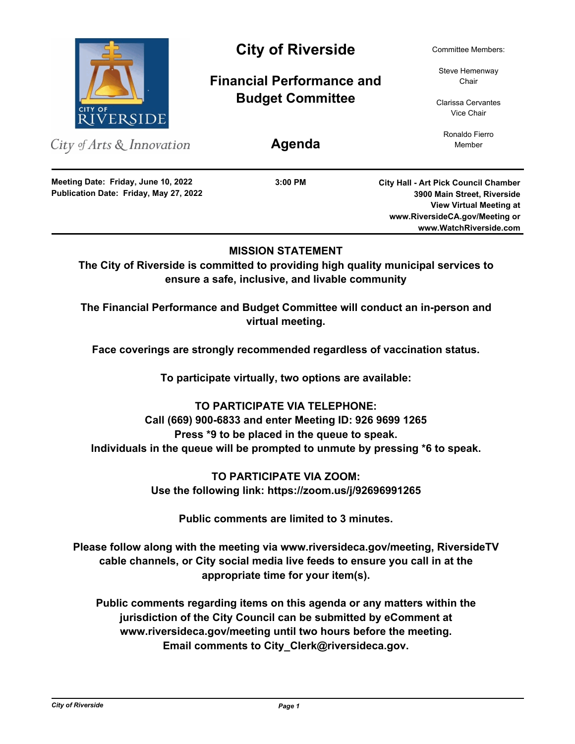# City of Riverside

## Financial Performance and Budget Committee

## Agenda

City of Arts & Innovation

Committee Members:

Steve Hemenway
Chair

Clarissa Cervantes
Vice Chair

Ronaldo Fierro
Member

**Meeting Date: Friday, June 10, 2022**
**Publication Date: Friday, May 27, 2022**

**3:00 PM**

**City Hall - Art Pick Council Chamber**
**3900 Main Street, Riverside**
**View Virtual Meeting at**
**www.RiversideCA.gov/Meeting or**
**www.WatchRiverside.com**

**MISSION STATEMENT**

**The City of Riverside is committed to providing high quality municipal services to ensure a safe, inclusive, and livable community**

**The Financial Performance and Budget Committee will conduct an in-person and virtual meeting.**

**Face coverings are strongly recommended regardless of vaccination status.**

**To participate virtually, two options are available:**

**TO PARTICIPATE VIA TELEPHONE:**
**Call (669) 900-6833 and enter Meeting ID: 926 9699 1265**
**Press *9 to be placed in the queue to speak.**
**Individuals in the queue will be prompted to unmute by pressing *6 to speak.**

**TO PARTICIPATE VIA ZOOM:**
**Use the following link: https://zoom.us/j/92696991265**

**Public comments are limited to 3 minutes.**

**Please follow along with the meeting via www.riversideca.gov/meeting, RiversideTV cable channels, or City social media live feeds to ensure you call in at the appropriate time for your item(s).**

**Public comments regarding items on this agenda or any matters within the jurisdiction of the City Council can be submitted by eComment at www.riversideca.gov/meeting until two hours before the meeting. Email comments to City_Clerk@riversideca.gov.**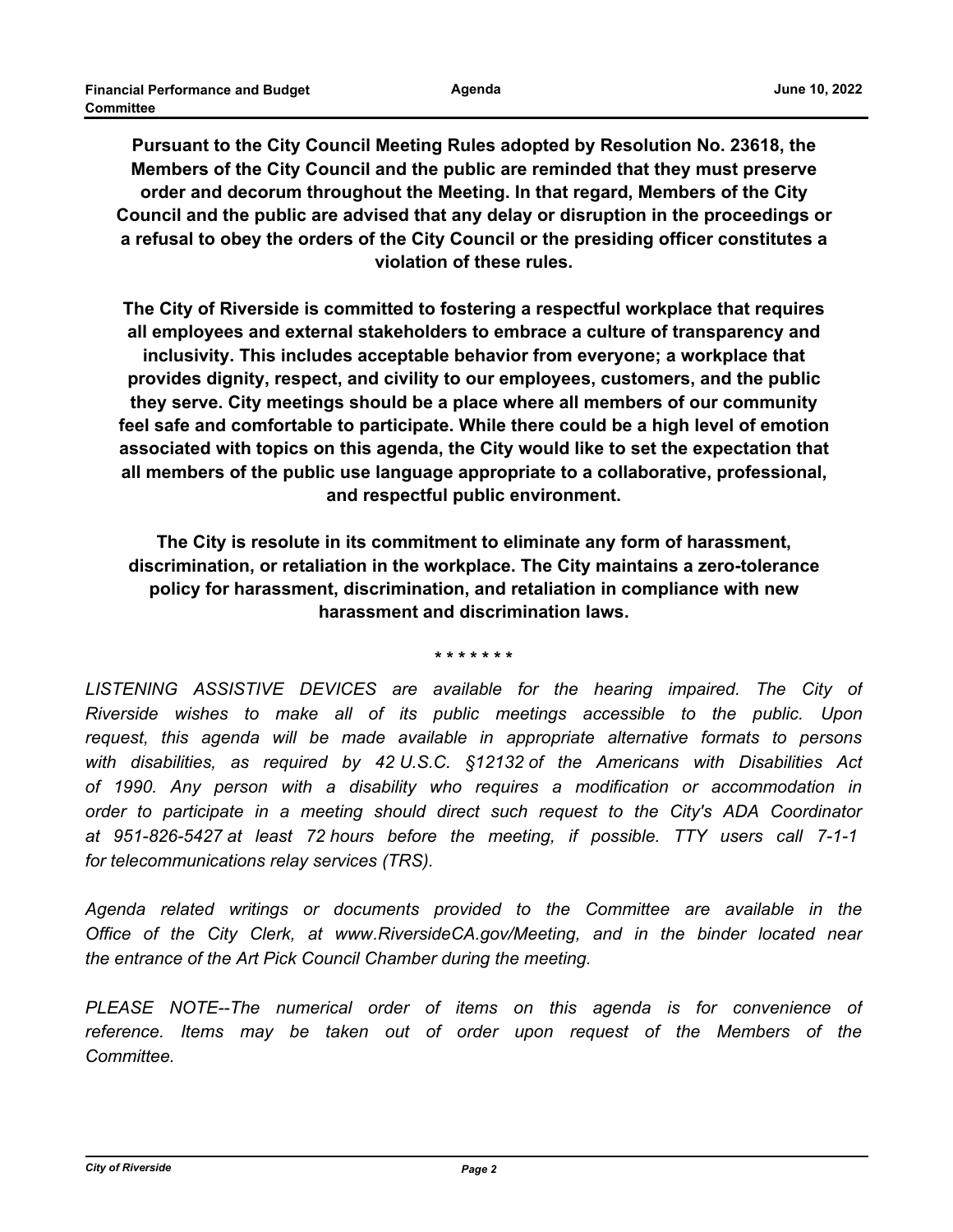**Pursuant to the City Council Meeting Rules adopted by Resolution No. 23618, the Members of the City Council and the public are reminded that they must preserve order and decorum throughout the Meeting. In that regard, Members of the City Council and the public are advised that any delay or disruption in the proceedings or a refusal to obey the orders of the City Council or the presiding officer constitutes a violation of these rules.**

**The City of Riverside is committed to fostering a respectful workplace that requires all employees and external stakeholders to embrace a culture of transparency and inclusivity. This includes acceptable behavior from everyone; a workplace that provides dignity, respect, and civility to our employees, customers, and the public they serve. City meetings should be a place where all members of our community feel safe and comfortable to participate. While there could be a high level of emotion associated with topics on this agenda, the City would like to set the expectation that all members of the public use language appropriate to a collaborative, professional, and respectful public environment.**

**The City is resolute in its commitment to eliminate any form of harassment, discrimination, or retaliation in the workplace. The City maintains a zero-tolerance policy for harassment, discrimination, and retaliation in compliance with new harassment and discrimination laws.**

\* \* \* \* \* \* \*

*LISTENING ASSISTIVE DEVICES are available for the hearing impaired. The City of Riverside wishes to make all of its public meetings accessible to the public. Upon request, this agenda will be made available in appropriate alternative formats to persons with disabilities, as required by 42 U.S.C. §12132 of the Americans with Disabilities Act of 1990. Any person with a disability who requires a modification or accommodation in order to participate in a meeting should direct such request to the City's ADA Coordinator at 951-826-5427 at least 72 hours before the meeting, if possible. TTY users call 7-1-1 for telecommunications relay services (TRS).*

*Agenda related writings or documents provided to the Committee are available in the Office of the City Clerk, at www.RiversideCA.gov/Meeting, and in the binder located near the entrance of the Art Pick Council Chamber during the meeting.*

*PLEASE NOTE--The numerical order of items on this agenda is for convenience of reference. Items may be taken out of order upon request of the Members of the Committee.*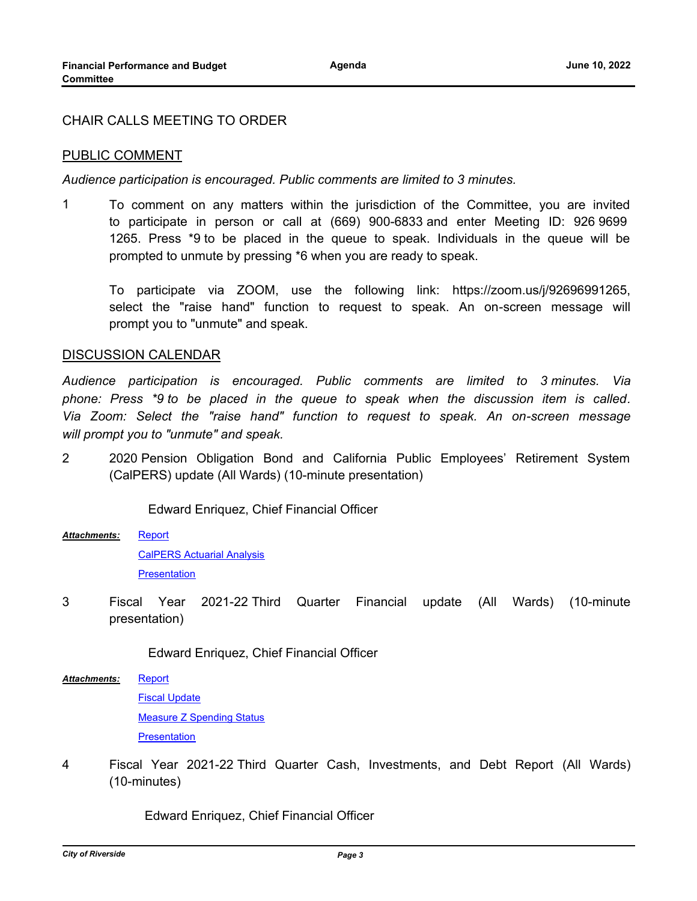CHAIR CALLS MEETING TO ORDER

## PUBLIC COMMENT

*Audience participation is encouraged. Public comments are limited to 3 minutes.*

1 To comment on any matters within the jurisdiction of the Committee, you are invited to participate in person or call at (669) 900-6833 and enter Meeting ID: 926 9699 1265. Press *9 to be placed in the queue to speak. Individuals in the queue will be prompted to unmute by pressing *6 when you are ready to speak.

To participate via ZOOM, use the following link: https://zoom.us/j/92696991265, select the "raise hand" function to request to speak. An on-screen message will prompt you to "unmute" and speak.

## DISCUSSION CALENDAR

*Audience participation is encouraged. Public comments are limited to 3 minutes. Via phone: Press *9 to be placed in the queue to speak when the discussion item is called. Via Zoom: Select the "raise hand" function to request to speak. An on-screen message will prompt you to "unmute" and speak.*

2 2020 Pension Obligation Bond and California Public Employees' Retirement System (CalPERS) update (All Wards) (10-minute presentation)

Edward Enriquez, Chief Financial Officer

***Attachments:*** Report
CalPERS Actuarial Analysis
Presentation

3 Fiscal Year 2021-22 Third Quarter Financial update (All Wards) (10-minute presentation)

Edward Enriquez, Chief Financial Officer

***Attachments:*** Report
Fiscal Update
Measure Z Spending Status
Presentation

4 Fiscal Year 2021-22 Third Quarter Cash, Investments, and Debt Report (All Wards) (10-minutes)

Edward Enriquez, Chief Financial Officer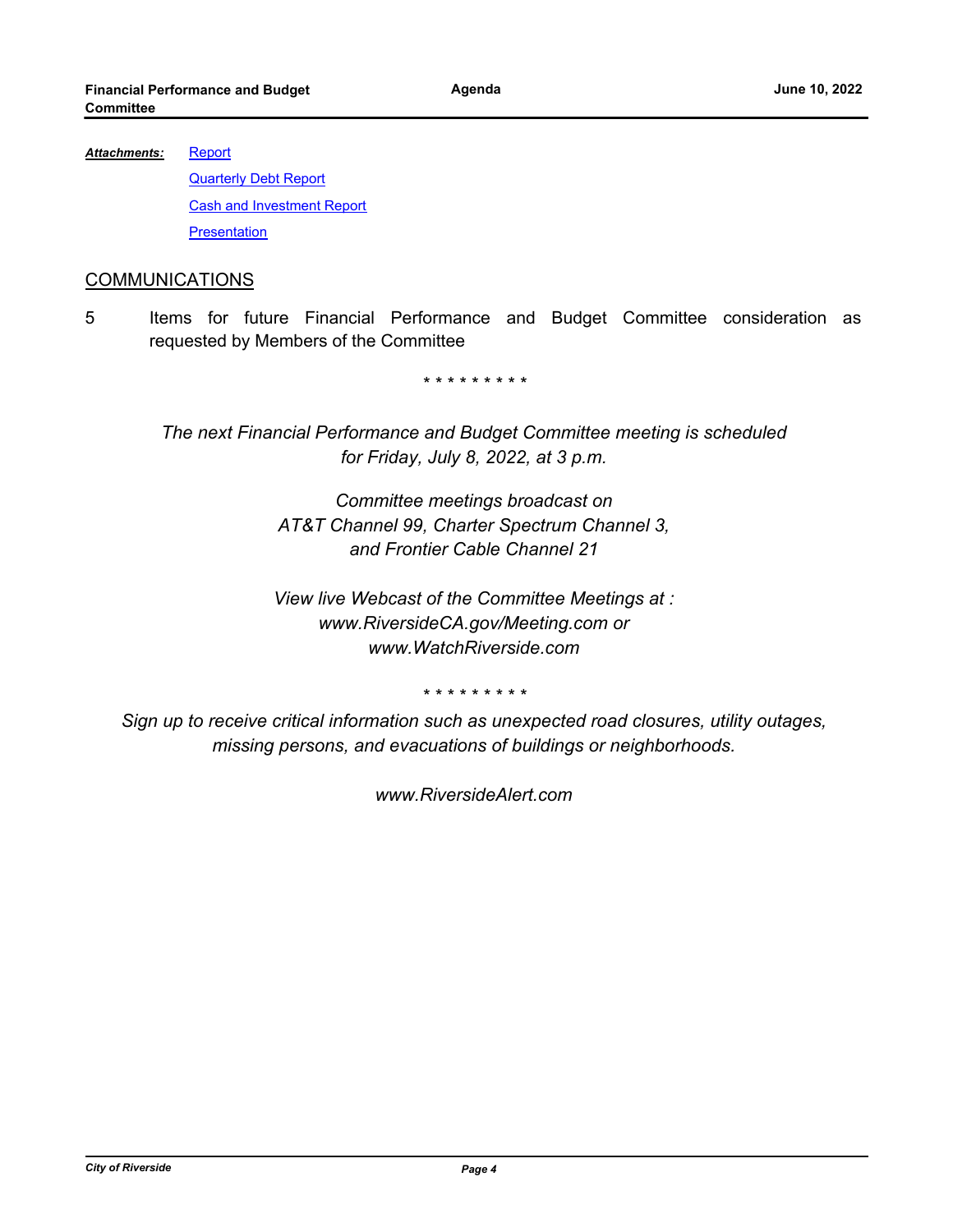***Attachments:*** Report

Quarterly Debt Report

Cash and Investment Report

Presentation

## COMMUNICATIONS

5 Items for future Financial Performance and Budget Committee consideration as requested by Members of the Committee

* * * * * * * * *

*The next Financial Performance and Budget Committee meeting is scheduled for Friday, July 8, 2022, at 3 p.m.*

*Committee meetings broadcast on AT&T Channel 99, Charter Spectrum Channel 3, and Frontier Cable Channel 21*

*View live Webcast of the Committee Meetings at : www.RiversideCA.gov/Meeting.com or www.WatchRiverside.com*

* * * * * * * * *

*Sign up to receive critical information such as unexpected road closures, utility outages, missing persons, and evacuations of buildings or neighborhoods.*

*www.RiversideAlert.com*